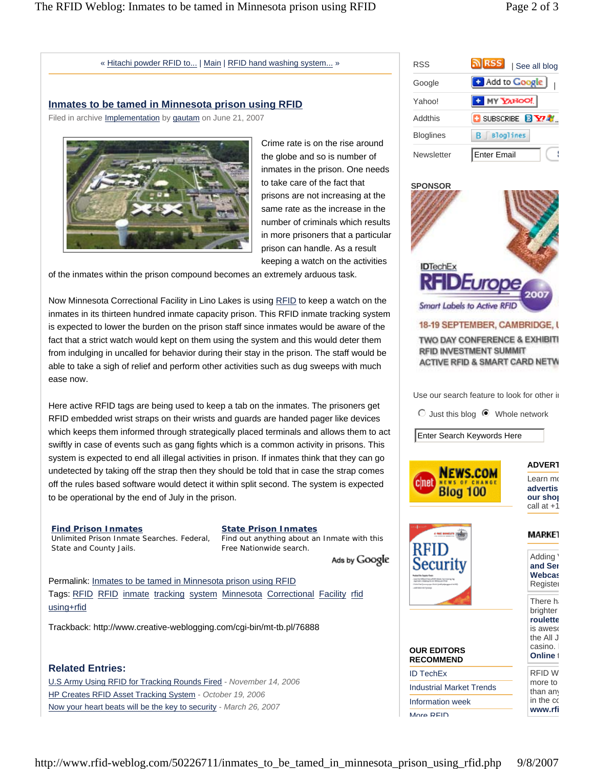« Hitachi powder RFID to... | Main | RFID hand washing system... »

## Inmates to be tamed in Minnesota prison using RFID

Filed in archive Implementation by gautam on June 21, 2007

Crime rate is on the rise around the globe and so is number of inmates in the prison. One needs to take care of the fact that prisons are not increasing at the same rate as the increase in the number of criminals which results in more prisoners that a particular prison can handle. As a result keeping a watch on the activities of the inmates within the prison compound becomes an extremely arduous task.

Now Minnesota Correctional Facility in Lino Lakes is using RFID to keep a watch on the inmates in its thirteen hundred inmate capacity prison. This RFID inmate tracking system is expected to lower the burden on the prison staff since inmates would be aware of the fact that a strict watch would kept on them using the system and this would deter them from indulging in uncalled for behavior during their stay in the prison. The staff would be able to take a sigh of relief and perform other activities such as dug sweeps with much ease now.

Here active RFID tags are being used to keep a tab on the inmates. The prisoners get RFID embedded wrist straps on their wrists and guards are handed pager like devices which keeps them informed through strategically placed terminals and allows them to act swiftly in case of events such as gang fights which is a common activity in prisons. This system is expected to end all illegal activities in prison. If inmates think that they can go undetected by taking off the strap then they should be told that in case the strap comes off the rules based software would detect it within split second. The system is expected to be operational by the end of July in the prison.

**Find Prison Inmates**
Unlimited Prison Inmate Searches. Federal, State and County Jails.

**State Prison Inmates**
Find out anything about an Inmate with this Free Nationwide search.

Ads by Google

Permalink: Inmates to be tamed in Minnesota prison using RFID

Tags: RFID RFID inmate tracking system Minnesota Correctional Facility rfid using+rfid

Trackback: http://www.creative-weblogging.com/cgi-bin/mt-tb.pl/76888

### Related Entries:

- U.S Army Using RFID for Tracking Rounds Fired - *November 14, 2006*
- HP Creates RFID Asset Tracking System - *October 19, 2006*
- Now your heart beats will be the key to security - *March 26, 2007*

---

| | |
|---|---|
| RSS | RSS \| See all blog |
| Google | Add to Google |
| Yahoo! | MY YAHOO! |
| Addthis | SUBSCRIBE |
| Bloglines | Bloglines |
| Newsletter | Enter Email |

**SPONSOR**

IDTechEx RFID Europe 2007
Smart Labels to Active RFID
18-19 SEPTEMBER, CAMBRIDGE, U
TWO DAY CONFERENCE & EXHIBITI
RFID INVESTMENT SUMMIT
ACTIVE RFID & SMART CARD NETW

Use our search feature to look for other i

Just this blog  Whole network

Enter Search Keywords Here

cnet NEWS.COM NEWS OF CHANGE Blog 100

RFID Security

**OUR EDITORS RECOMMEND**

- ID TechEx
- Industrial Market Trends
- Information week
- More RFID

**ADVERT**
Learn mo
**advertis**
**our shop**
call at +1

**MARKET**

Adding
**and Ser**
**Webcas**
Registe

There h
brighter
**roulette**
is aweso
the All J
casino.
**Online**

RFID W
more to
than any
in the co
**www.rfi**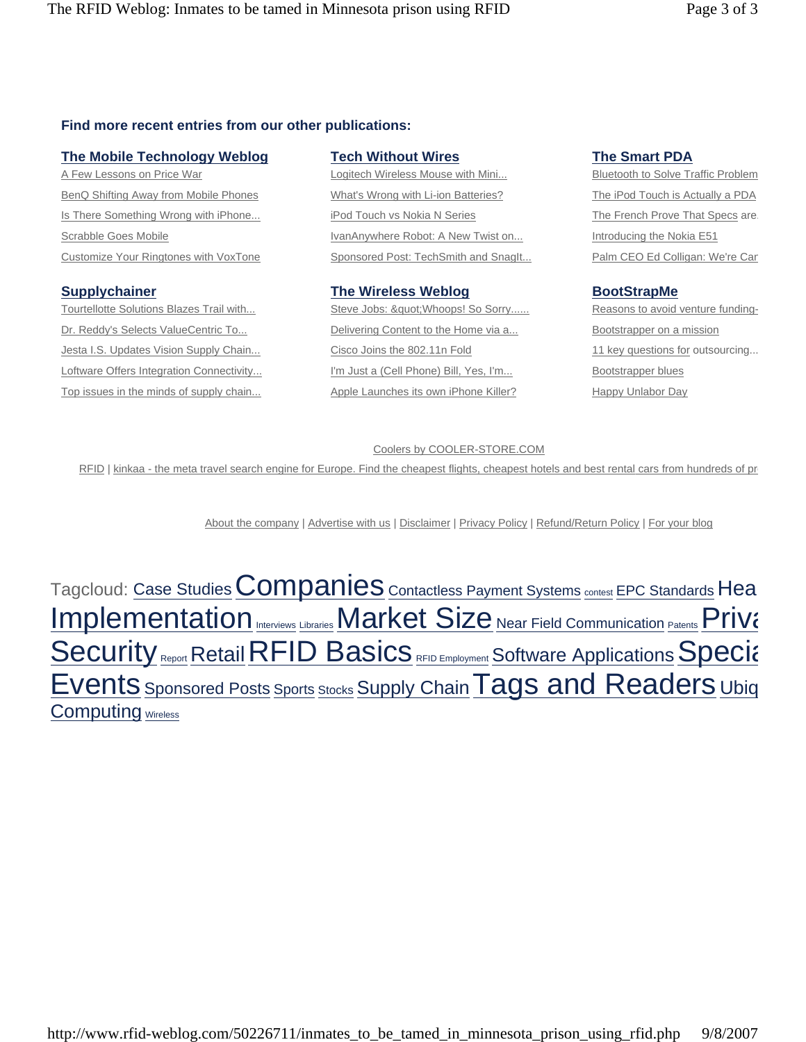**Find more recent entries from our other publications:**

### The Mobile Technology Weblog

- A Few Lessons on Price War
- BenQ Shifting Away from Mobile Phones
- Is There Something Wrong with iPhone...
- Scrabble Goes Mobile
- Customize Your Ringtones with VoxTone

### Tech Without Wires

- Logitech Wireless Mouse with Mini...
- What's Wrong with Li-ion Batteries?
- iPod Touch vs Nokia N Series
- IvanAnywhere Robot: A New Twist on...
- Sponsored Post: TechSmith and SnagIt...

### The Smart PDA

- Bluetooth to Solve Traffic Problem
- The iPod Touch is Actually a PDA
- The French Prove That Specs are
- Introducing the Nokia E51
- Palm CEO Ed Colligan: We're Car

### Supplychainer

- Tourtellotte Solutions Blazes Trail with...
- Dr. Reddy's Selects ValueCentric To...
- Jesta I.S. Updates Vision Supply Chain...
- Loftware Offers Integration Connectivity...
- Top issues in the minds of supply chain...

### The Wireless Weblog

- Steve Jobs: &quot;Whoops! So Sorry......
- Delivering Content to the Home via a...
- Cisco Joins the 802.11n Fold
- I'm Just a (Cell Phone) Bill, Yes, I'm...
- Apple Launches its own iPhone Killer?

### BootStrapMe

- Reasons to avoid venture funding-
- Bootstrapper on a mission
- 11 key questions for outsourcing...
- Bootstrapper blues
- Happy Unlabor Day

Coolers by COOLER-STORE.COM

RFID | kinkaa - the meta travel search engine for Europe. Find the cheapest flights, cheapest hotels and best rental cars from hundreds of pr

About the company | Advertise with us | Disclaimer | Privacy Policy | Refund/Return Policy | For your blog

Tagcloud: Case Studies Companies Contactless Payment Systems contest EPC Standards Hea Implementation Interviews Libraries Market Size Near Field Communication Patents Priva Security Report Retail RFID Basics RFID Employment Software Applications Specia Events Sponsored Posts Sports Stocks Supply Chain Tags and Readers Ubiq Computing Wireless